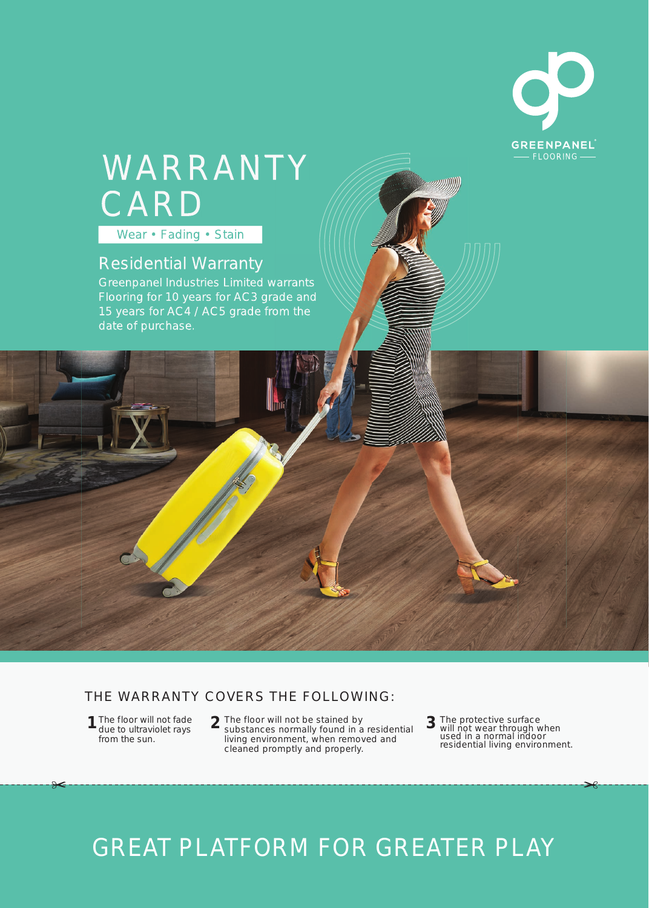GREENPANEL®
FLOORING

# WARRANTY CARD

Wear • Fading • Stain

## Residential Warranty

Greenpanel Industries Limited warrants Flooring for 10 years for AC3 grade and 15 years for AC4 / AC5 grade from the date of purchase.

## THE WARRANTY COVERS THE FOLLOWING:

1. The floor will not fade due to ultraviolet rays from the sun.
2. The floor will not be stained by substances normally found in a residential living environment, when removed and cleaned promptly and properly.
3. The protective surface will not wear through when used in a normal indoor residential living environment.

# GREAT PLATFORM FOR GREATER PLAY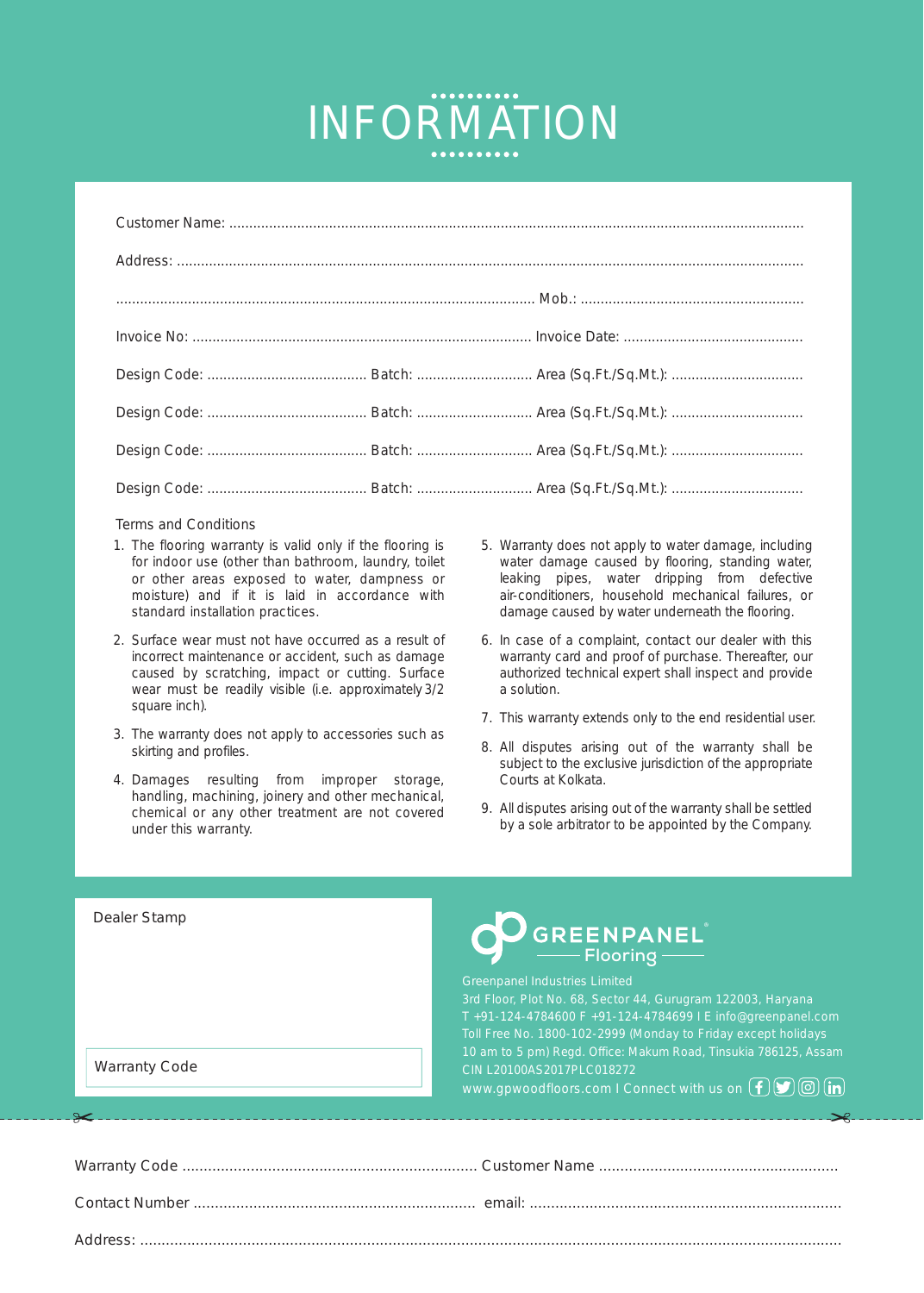# INFORMATION

Customer Name: ..........................................................................................................................................

Address: ....................................................................................................................................................

.................................................................................................................... Mob.: ......................................................

Invoice No: ..................................................................................... Invoice Date: ..............................................

Design Code: ........................................ Batch: ............................ Area (Sq.Ft./Sq.Mt.): ................................

Design Code: ........................................ Batch: ............................ Area (Sq.Ft./Sq.Mt.): ................................

Design Code: ........................................ Batch: ............................ Area (Sq.Ft./Sq.Mt.): ................................

Design Code: ........................................ Batch: ............................ Area (Sq.Ft./Sq.Mt.): ................................

Terms and Conditions

1. The flooring warranty is valid only if the flooring is for indoor use (other than bathroom, laundry, toilet or other areas exposed to water, dampness or moisture) and if it is laid in accordance with standard installation practices.
2. Surface wear must not have occurred as a result of incorrect maintenance or accident, such as damage caused by scratching, impact or cutting. Surface wear must be readily visible (i.e. approximately 3/2 square inch).
3. The warranty does not apply to accessories such as skirting and profiles.
4. Damages resulting from improper storage, handling, machining, joinery and other mechanical, chemical or any other treatment are not covered under this warranty.
5. Warranty does not apply to water damage, including water damage caused by flooring, standing water, leaking pipes, water dripping from defective air-conditioners, household mechanical failures, or damage caused by water underneath the flooring.
6. In case of a complaint, contact our dealer with this warranty card and proof of purchase. Thereafter, our authorized technical expert shall inspect and provide a solution.
7. This warranty extends only to the end residential user.
8. All disputes arising out of the warranty shall be subject to the exclusive jurisdiction of the appropriate Courts at Kolkata.
9. All disputes arising out of the warranty shall be settled by a sole arbitrator to be appointed by the Company.

Dealer Stamp

Warranty Code

GREENPANEL®
Flooring

Greenpanel Industries Limited
3rd Floor, Plot No. 68, Sector 44, Gurugram 122003, Haryana
T +91-124-4784600 F +91-124-4784699 I E info@greenpanel.com
Toll Free No. 1800-102-2999 (Monday to Friday except holidays 10 am to 5 pm) Regd. Office: Makum Road, Tinsukia 786125, Assam
CIN L20100AS2017PLC018272
www.gpwoodfloors.com I Connect with us on

---

Warranty Code .................................................................... Customer Name .......................................................

Contact Number ................................................................. email: ........................................................................

Address: ....................................................................................................................................................